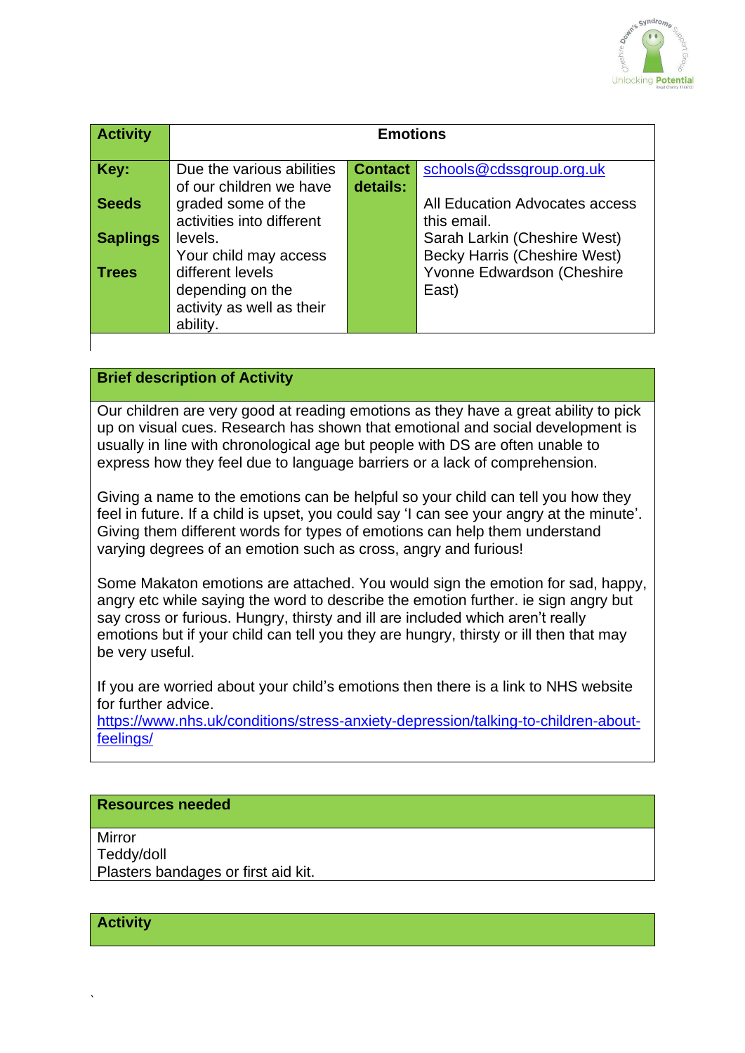| **Activity** | **Emotions** | | |
|---|---|---|---|
| **Key:**<br><br>**Seeds**<br><br>**Saplings**<br><br>**Trees** | Due the various abilities of our children we have graded some of the activities into different levels.<br>Your child may access different levels depending on the activity as well as their ability. | **Contact details:** | schools@cdssgroup.org.uk<br><br>All Education Advocates access this email.<br>Sarah Larkin (Cheshire West)<br>Becky Harris (Cheshire West)<br>Yvonne Edwardson (Cheshire East) |

## Brief description of Activity

Our children are very good at reading emotions as they have a great ability to pick up on visual cues. Research has shown that emotional and social development is usually in line with chronological age but people with DS are often unable to express how they feel due to language barriers or a lack of comprehension.

Giving a name to the emotions can be helpful so your child can tell you how they feel in future. If a child is upset, you could say 'I can see your angry at the minute'. Giving them different words for types of emotions can help them understand varying degrees of an emotion such as cross, angry and furious!

Some Makaton emotions are attached. You would sign the emotion for sad, happy, angry etc while saying the word to describe the emotion further. ie sign angry but say cross or furious. Hungry, thirsty and ill are included which aren't really emotions but if your child can tell you they are hungry, thirsty or ill then that may be very useful.

If you are worried about your child's emotions then there is a link to NHS website for further advice.
https://www.nhs.uk/conditions/stress-anxiety-depression/talking-to-children-about-feelings/

## Resources needed

Mirror
Teddy/doll
Plasters bandages or first aid kit.

## Activity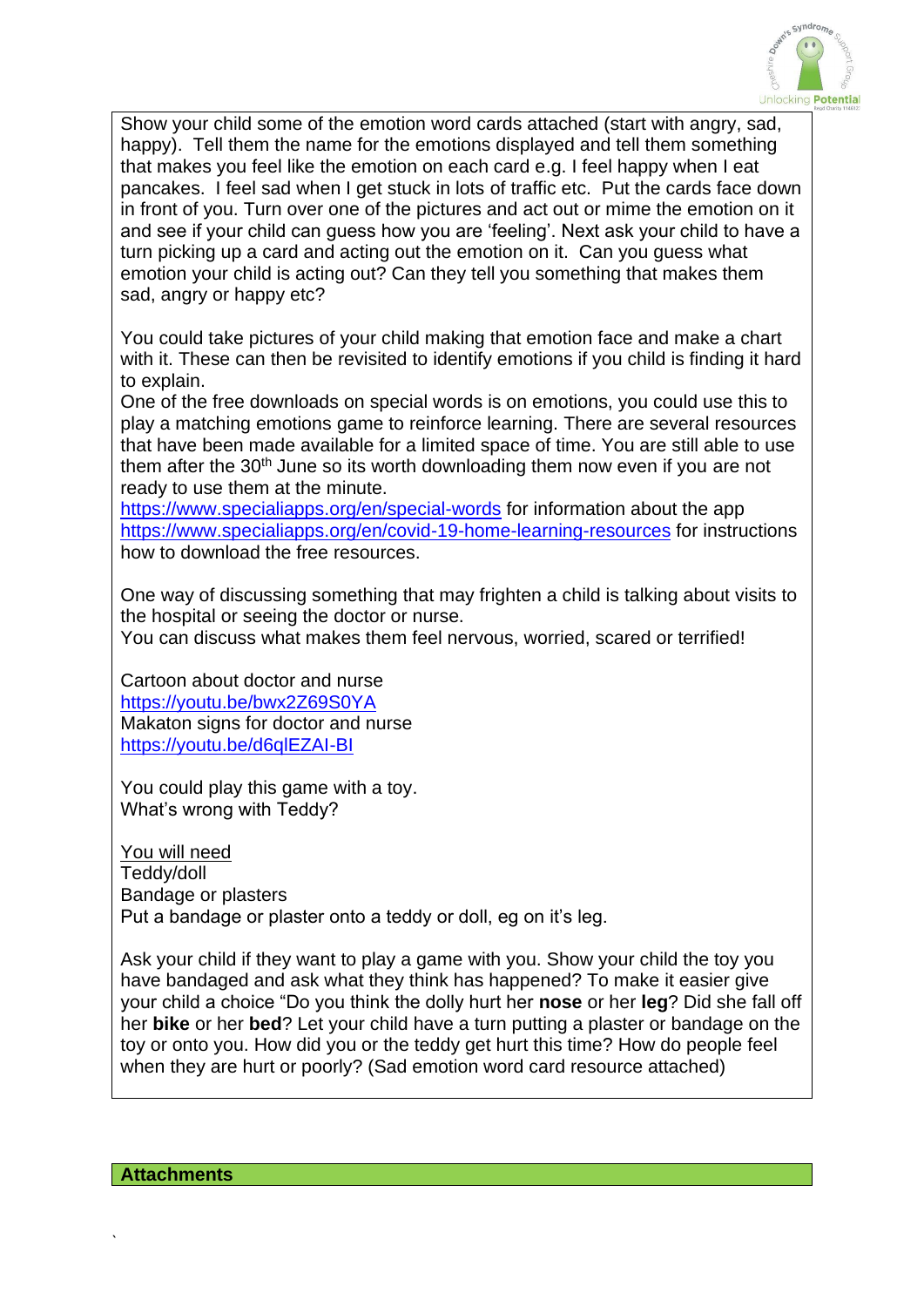Show your child some of the emotion word cards attached (start with angry, sad, happy). Tell them the name for the emotions displayed and tell them something that makes you feel like the emotion on each card e.g. I feel happy when I eat pancakes. I feel sad when I get stuck in lots of traffic etc. Put the cards face down in front of you. Turn over one of the pictures and act out or mime the emotion on it and see if your child can guess how you are 'feeling'. Next ask your child to have a turn picking up a card and acting out the emotion on it. Can you guess what emotion your child is acting out? Can they tell you something that makes them sad, angry or happy etc?

You could take pictures of your child making that emotion face and make a chart with it. These can then be revisited to identify emotions if you child is finding it hard to explain.
One of the free downloads on special words is on emotions, you could use this to play a matching emotions game to reinforce learning. There are several resources that have been made available for a limited space of time. You are still able to use them after the 30th June so its worth downloading them now even if you are not ready to use them at the minute.
https://www.specialiapps.org/en/special-words for information about the app
https://www.specialiapps.org/en/covid-19-home-learning-resources for instructions how to download the free resources.

One way of discussing something that may frighten a child is talking about visits to the hospital or seeing the doctor or nurse.
You can discuss what makes them feel nervous, worried, scared or terrified!

Cartoon about doctor and nurse
https://youtu.be/bwx2Z69S0YA
Makaton signs for doctor and nurse
https://youtu.be/d6qlEZAI-BI

You could play this game with a toy.
What's wrong with Teddy?

<u>You will need</u>
Teddy/doll
Bandage or plasters
Put a bandage or plaster onto a teddy or doll, eg on it's leg.

Ask your child if they want to play a game with you. Show your child the toy you have bandaged and ask what they think has happened? To make it easier give your child a choice "Do you think the dolly hurt her **nose** or her **leg**? Did she fall off her **bike** or her **bed**? Let your child have a turn putting a plaster or bandage on the toy or onto you. How did you or the teddy get hurt this time? How do people feel when they are hurt or poorly? (Sad emotion word card resource attached)

**Attachments**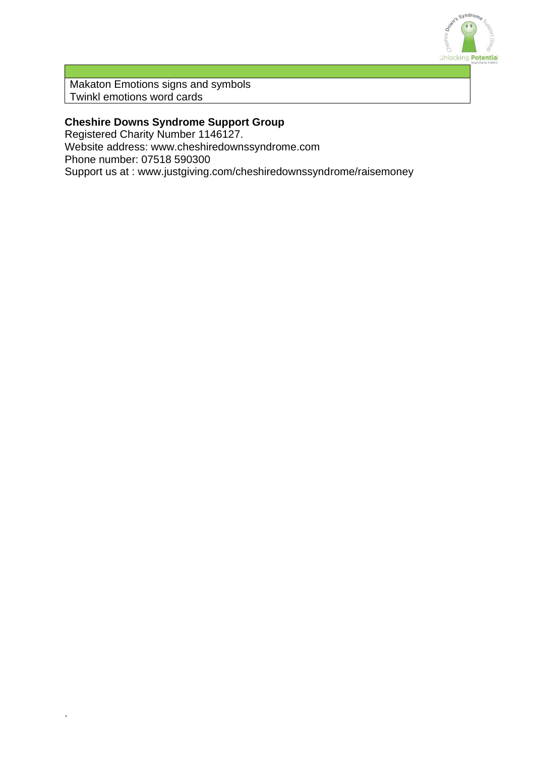| |
|---|
| Makaton Emotions signs and symbols<br>Twinkl emotions word cards |

**Cheshire Downs Syndrome Support Group**
Registered Charity Number 1146127.
Website address: www.cheshiredownssyndrome.com
Phone number: 07518 590300
Support us at : www.justgiving.com/cheshiredownssyndrome/raisemoney